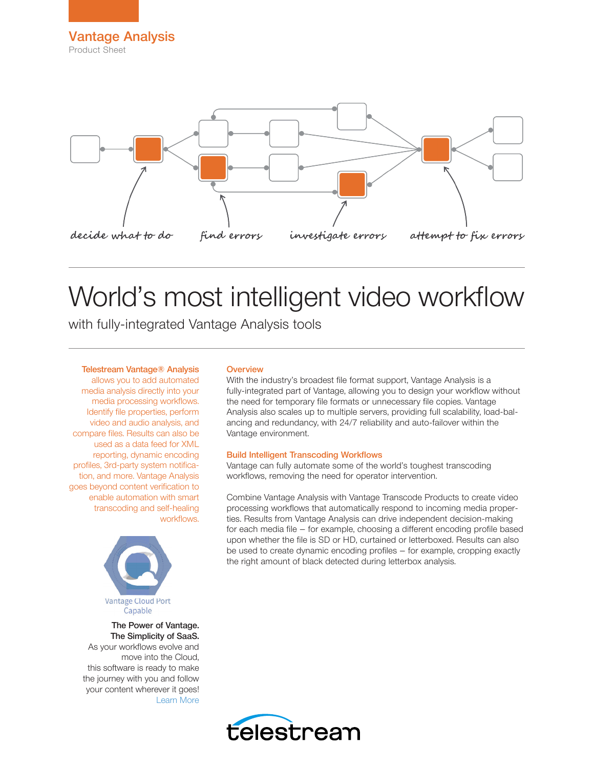# Vantage Analysis

Product Sheet

decide what to do    find errors    investigate errors    attempt to fix errors

# World's most intelligent video workflow

with fully-integrated Vantage Analysis tools

**Telestream Vantage® Analysis** allows you to add automated media analysis directly into your media processing workflows. Identify file properties, perform video and audio analysis, and compare files. Results can also be used as a data feed for XML reporting, dynamic encoding profiles, 3rd-party system notification, and more. Vantage Analysis goes beyond content verification to enable automation with smart transcoding and self-healing workflows.

Vantage Cloud Port Capable

**The Power of Vantage. The Simplicity of SaaS.**

As your workflows evolve and move into the Cloud, this software is ready to make the journey with you and follow your content wherever it goes!

Learn More

## Overview

With the industry's broadest file format support, Vantage Analysis is a fully-integrated part of Vantage, allowing you to design your workflow without the need for temporary file formats or unnecessary file copies. Vantage Analysis also scales up to multiple servers, providing full scalability, load-balancing and redundancy, with 24/7 reliability and auto-failover within the Vantage environment.

## Build Intelligent Transcoding Workflows

Vantage can fully automate some of the world's toughest transcoding workflows, removing the need for operator intervention.

Combine Vantage Analysis with Vantage Transcode Products to create video processing workflows that automatically respond to incoming media properties. Results from Vantage Analysis can drive independent decision-making for each media file – for example, choosing a different encoding profile based upon whether the file is SD or HD, curtained or letterboxed. Results can also be used to create dynamic encoding profiles – for example, cropping exactly the right amount of black detected during letterbox analysis.

telestream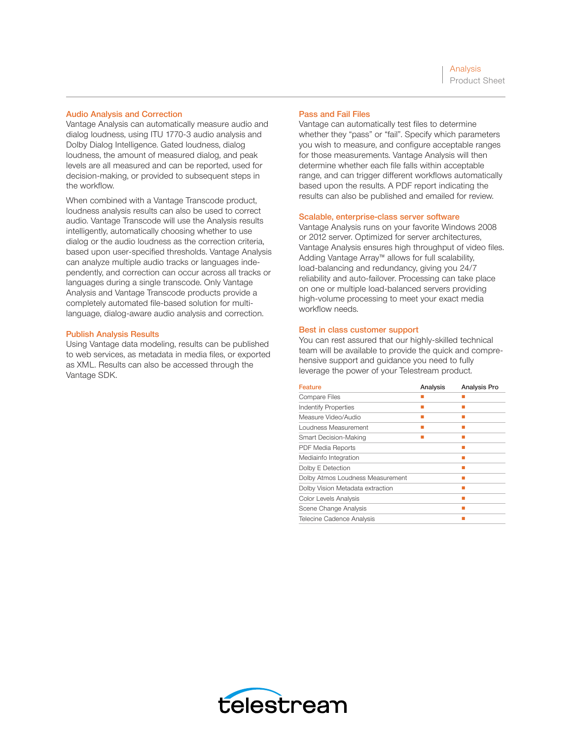## Audio Analysis and Correction

Vantage Analysis can automatically measure audio and dialog loudness, using ITU 1770-3 audio analysis and Dolby Dialog Intelligence. Gated loudness, dialog loudness, the amount of measured dialog, and peak levels are all measured and can be reported, used for decision-making, or provided to subsequent steps in the workflow.

When combined with a Vantage Transcode product, loudness analysis results can also be used to correct audio. Vantage Transcode will use the Analysis results intelligently, automatically choosing whether to use dialog or the audio loudness as the correction criteria, based upon user-specified thresholds. Vantage Analysis can analyze multiple audio tracks or languages independently, and correction can occur across all tracks or languages during a single transcode. Only Vantage Analysis and Vantage Transcode products provide a completely automated file-based solution for multi-language, dialog-aware audio analysis and correction.

## Publish Analysis Results

Using Vantage data modeling, results can be published to web services, as metadata in media files, or exported as XML. Results can also be accessed through the Vantage SDK.

## Pass and Fail Files

Vantage can automatically test files to determine whether they "pass" or "fail". Specify which parameters you wish to measure, and configure acceptable ranges for those measurements. Vantage Analysis will then determine whether each file falls within acceptable range, and can trigger different workflows automatically based upon the results. A PDF report indicating the results can also be published and emailed for review.

## Scalable, enterprise-class server software

Vantage Analysis runs on your favorite Windows 2008 or 2012 server. Optimized for server architectures, Vantage Analysis ensures high throughput of video files. Adding Vantage Array™ allows for full scalability, load-balancing and redundancy, giving you 24/7 reliability and auto-failover. Processing can take place on one or multiple load-balanced servers providing high-volume processing to meet your exact media workflow needs.

## Best in class customer support

You can rest assured that our highly-skilled technical team will be available to provide the quick and comprehensive support and guidance you need to fully leverage the power of your Telestream product.

| Feature | Analysis | Analysis Pro |
|---|---|---|
| Compare Files | ■ | ■ |
| Indentify Properties | ■ | ■ |
| Measure Video/Audio | ■ | ■ |
| Loudness Measurement | ■ | ■ |
| Smart Decision-Making | ■ | ■ |
| PDF Media Reports | | ■ |
| Mediainfo Integration | | ■ |
| Dolby E Detection | | ■ |
| Dolby Atmos Loudness Measurement | | ■ |
| Dolby Vision Metadata extraction | | ■ |
| Color Levels Analysis | | ■ |
| Scene Change Analysis | | ■ |
| Telecine Cadence Analysis | | ■ |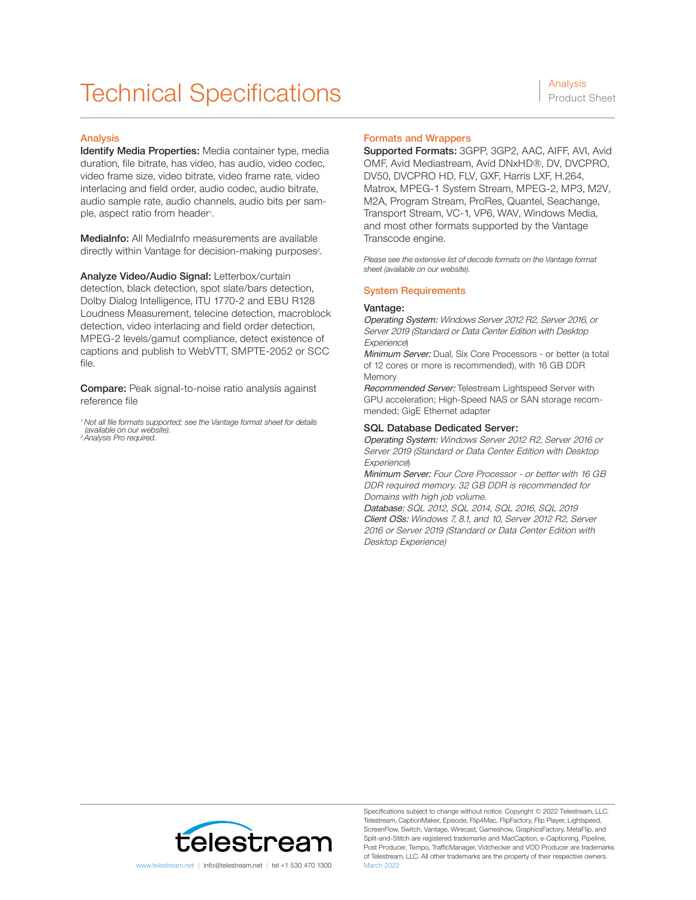# Technical Specifications

Analysis
Product Sheet

## Analysis

**Identify Media Properties:** Media container type, media duration, file bitrate, has video, has audio, video codec, video frame size, video bitrate, video frame rate, video interlacing and field order, audio codec, audio bitrate, audio sample rate, audio channels, audio bits per sample, aspect ratio from header[1].

**MediaInfo:** All MediaInfo measurements are available directly within Vantage for decision-making purposes[2].

**Analyze Video/Audio Signal:** Letterbox/curtain detection, black detection, spot slate/bars detection, Dolby Dialog Intelligence, ITU 1770-2 and EBU R128 Loudness Measurement, telecine detection, macroblock detection, video interlacing and field order detection, MPEG-2 levels/gamut compliance, detect existence of captions and publish to WebVTT, SMPTE-2052 or SCC file.

**Compare:** Peak signal-to-noise ratio analysis against reference file

*[1] Not all file formats supported; see the Vantage format sheet for details (available on our website).*
*[2] Analysis Pro required.*

## Formats and Wrappers

**Supported Formats:** 3GPP, 3GP2, AAC, AIFF, AVI, Avid OMF, Avid Mediastream, Avid DNxHD®, DV, DVCPRO, DV50, DVCPRO HD, FLV, GXF, Harris LXF, H.264, Matrox, MPEG-1 System Stream, MPEG-2, MP3, M2V, M2A, Program Stream, ProRes, Quantel, Seachange, Transport Stream, VC-1, VP6, WAV, Windows Media, and most other formats supported by the Vantage Transcode engine.

*Please see the extensive list of decode formats on the Vantage format sheet (available on our website).*

## System Requirements

### Vantage:

*Operating System: Windows Server 2012 R2, Server 2016, or Server 2019 (Standard or Data Center Edition with Desktop Experience)*
*Minimum Server:* Dual, Six Core Processors - or better (a total of 12 cores or more is recommended), with 16 GB DDR Memory
*Recommended Server:* Telestream Lightspeed Server with GPU acceleration; High-Speed NAS or SAN storage recommended; GigE Ethernet adapter

### SQL Database Dedicated Server:

*Operating System: Windows Server 2012 R2, Server 2016 or Server 2019 (Standard or Data Center Edition with Desktop Experience)*
*Minimum Server: Four Core Processor - or better with 16 GB DDR required memory. 32 GB DDR is recommended for Domains with high job volume.*
*Database: SQL 2012, SQL 2014, SQL 2016, SQL 2019*
*Client OSs: Windows 7, 8.1, and 10, Server 2012 R2, Server 2016 or Server 2019 (Standard or Data Center Edition with Desktop Experience)*

telestream

www.telestream.net | info@telestream.net | tel +1 530 470 1300

Specifications subject to change without notice. Copyright © 2022 Telestream, LLC. Telestream, CaptionMaker, Episode, Flip4Mac, FlipFactory, Flip Player, Lightspeed, ScreenFlow, Switch, Vantage, Wirecast, Gameshow, GraphicsFactory, MetaFlip, and Split-and-Stitch are registered trademarks and MacCaption, e-Captioning, Pipeline, Post Producer, Tempo, TrafficManager, Vidchecker and VOD Producer are trademarks of Telestream, LLC. All other trademarks are the property of their respective owners.
March 2022